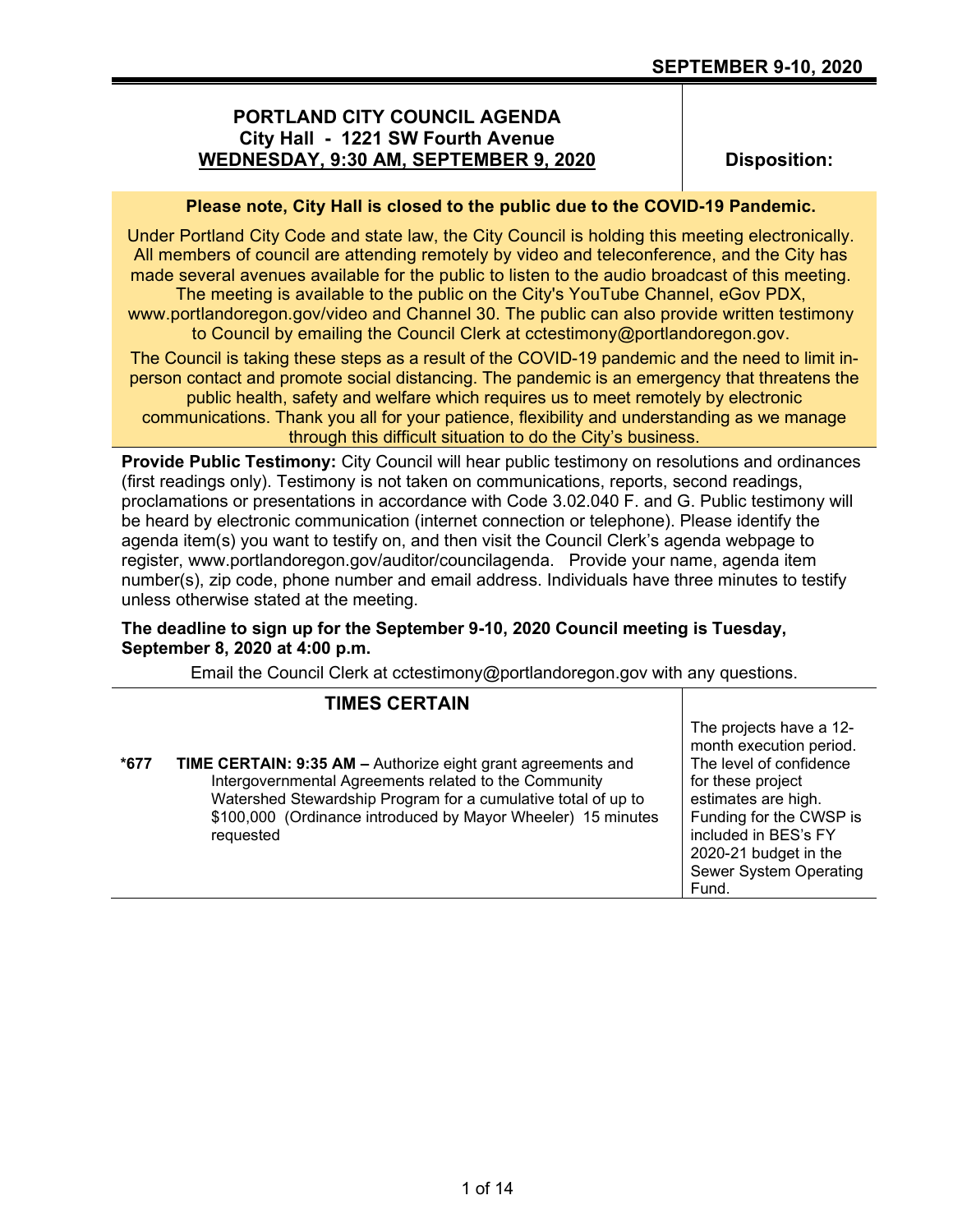**SEPTEMBER 9-10, 2020**

# PORTLAND CITY COUNCIL AGENDA
## City Hall - 1221 SW Fourth Avenue
## WEDNESDAY, 9:30 AM, SEPTEMBER 9, 2020

**Disposition:**

**Please note, City Hall is closed to the public due to the COVID-19 Pandemic.**

Under Portland City Code and state law, the City Council is holding this meeting electronically. All members of council are attending remotely by video and teleconference, and the City has made several avenues available for the public to listen to the audio broadcast of this meeting. The meeting is available to the public on the City's YouTube Channel, eGov PDX, www.portlandoregon.gov/video and Channel 30. The public can also provide written testimony to Council by emailing the Council Clerk at cctestimony@portlandoregon.gov.

The Council is taking these steps as a result of the COVID-19 pandemic and the need to limit in-person contact and promote social distancing. The pandemic is an emergency that threatens the public health, safety and welfare which requires us to meet remotely by electronic communications. Thank you all for your patience, flexibility and understanding as we manage through this difficult situation to do the City's business.

**Provide Public Testimony:** City Council will hear public testimony on resolutions and ordinances (first readings only). Testimony is not taken on communications, reports, second readings, proclamations or presentations in accordance with Code 3.02.040 F. and G. Public testimony will be heard by electronic communication (internet connection or telephone). Please identify the agenda item(s) you want to testify on, and then visit the Council Clerk's agenda webpage to register, www.portlandoregon.gov/auditor/councilagenda. Provide your name, agenda item number(s), zip code, phone number and email address. Individuals have three minutes to testify unless otherwise stated at the meeting.

**The deadline to sign up for the September 9-10, 2020 Council meeting is Tuesday, September 8, 2020 at 4:00 p.m.**

Email the Council Clerk at cctestimony@portlandoregon.gov with any questions.

## TIMES CERTAIN

| Item | Description | Disposition |
|---|---|---|
| *677 | **TIME CERTAIN: 9:35 AM –** Authorize eight grant agreements and Intergovernmental Agreements related to the Community Watershed Stewardship Program for a cumulative total of up to $100,000 (Ordinance introduced by Mayor Wheeler) 15 minutes requested | The projects have a 12-month execution period. The level of confidence for these project estimates are high. Funding for the CWSP is included in BES's FY 2020-21 budget in the Sewer System Operating Fund. |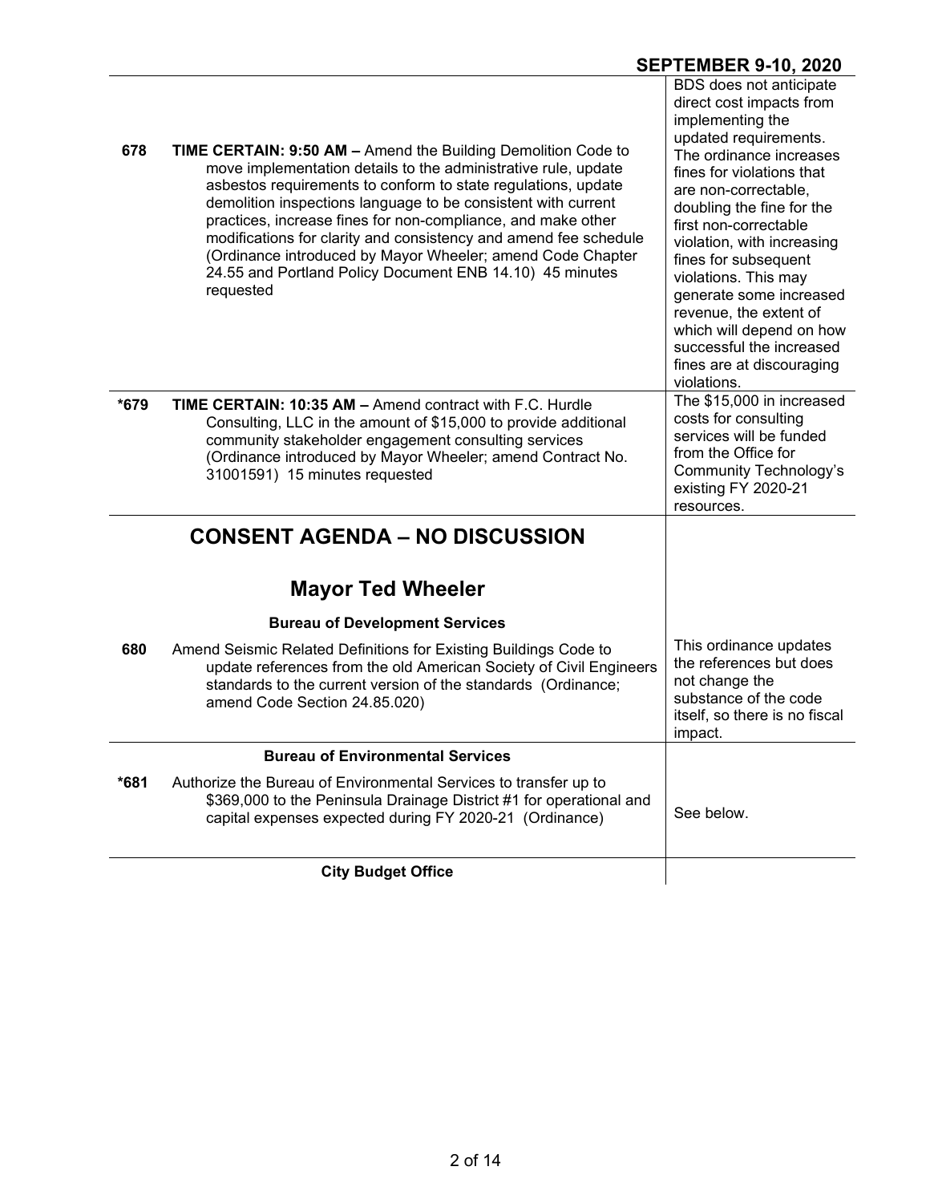| | | |
|---|---|---|
| **678** | **TIME CERTAIN: 9:50 AM –** Amend the Building Demolition Code to move implementation details to the administrative rule, update asbestos requirements to conform to state regulations, update demolition inspections language to be consistent with current practices, increase fines for non-compliance, and make other modifications for clarity and consistency and amend fee schedule (Ordinance introduced by Mayor Wheeler; amend Code Chapter 24.55 and Portland Policy Document ENB 14.10) 45 minutes requested | BDS does not anticipate direct cost impacts from implementing the updated requirements. The ordinance increases fines for violations that are non-correctable, doubling the fine for the first non-correctable violation, with increasing fines for subsequent violations. This may generate some increased revenue, the extent of which will depend on how successful the increased fines are at discouraging violations. |
| ***679** | **TIME CERTAIN: 10:35 AM –** Amend contract with F.C. Hurdle Consulting, LLC in the amount of $15,000 to provide additional community stakeholder engagement consulting services (Ordinance introduced by Mayor Wheeler; amend Contract No. 31001591) 15 minutes requested | The $15,000 in increased costs for consulting services will be funded from the Office for Community Technology's existing FY 2020-21 resources. |

# CONSENT AGENDA – NO DISCUSSION

## Mayor Ted Wheeler

### Bureau of Development Services

| | | |
|---|---|---|
| **680** | Amend Seismic Related Definitions for Existing Buildings Code to update references from the old American Society of Civil Engineers standards to the current version of the standards (Ordinance; amend Code Section 24.85.020) | This ordinance updates the references but does not change the substance of the code itself, so there is no fiscal impact. |

### Bureau of Environmental Services

| | | |
|---|---|---|
| ***681** | Authorize the Bureau of Environmental Services to transfer up to $369,000 to the Peninsula Drainage District #1 for operational and capital expenses expected during FY 2020-21 (Ordinance) | See below. |

### City Budget Office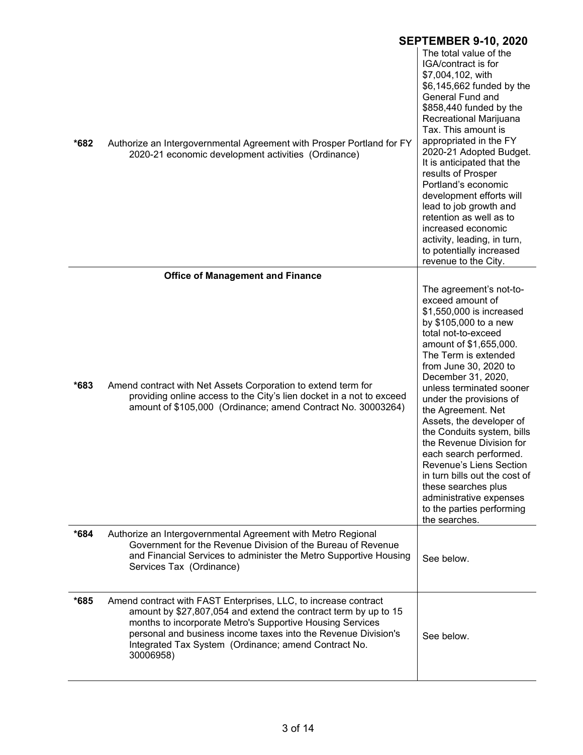## SEPTEMBER 9-10, 2020

| | | |
|---|---|---|
| *682 | Authorize an Intergovernmental Agreement with Prosper Portland for FY 2020-21 economic development activities (Ordinance) | The total value of the IGA/contract is for $7,004,102, with $6,145,662 funded by the General Fund and $858,440 funded by the Recreational Marijuana Tax. This amount is appropriated in the FY 2020-21 Adopted Budget. It is anticipated that the results of Prosper Portland's economic development efforts will lead to job growth and retention as well as to increased economic activity, leading, in turn, to potentially increased revenue to the City. |
| | **Office of Management and Finance** | |
| *683 | Amend contract with Net Assets Corporation to extend term for providing online access to the City's lien docket in a not to exceed amount of $105,000 (Ordinance; amend Contract No. 30003264) | The agreement's not-to-exceed amount of $1,550,000 is increased by $105,000 to a new total not-to-exceed amount of $1,655,000. The Term is extended from June 30, 2020 to December 31, 2020, unless terminated sooner under the provisions of the Agreement. Net Assets, the developer of the Conduits system, bills the Revenue Division for each search performed. Revenue's Liens Section in turn bills out the cost of these searches plus administrative expenses to the parties performing the searches. |
| *684 | Authorize an Intergovernmental Agreement with Metro Regional Government for the Revenue Division of the Bureau of Revenue and Financial Services to administer the Metro Supportive Housing Services Tax (Ordinance) | See below. |
| *685 | Amend contract with FAST Enterprises, LLC, to increase contract amount by $27,807,054 and extend the contract term by up to 15 months to incorporate Metro's Supportive Housing Services personal and business income taxes into the Revenue Division's Integrated Tax System (Ordinance; amend Contract No. 30006958) | See below. |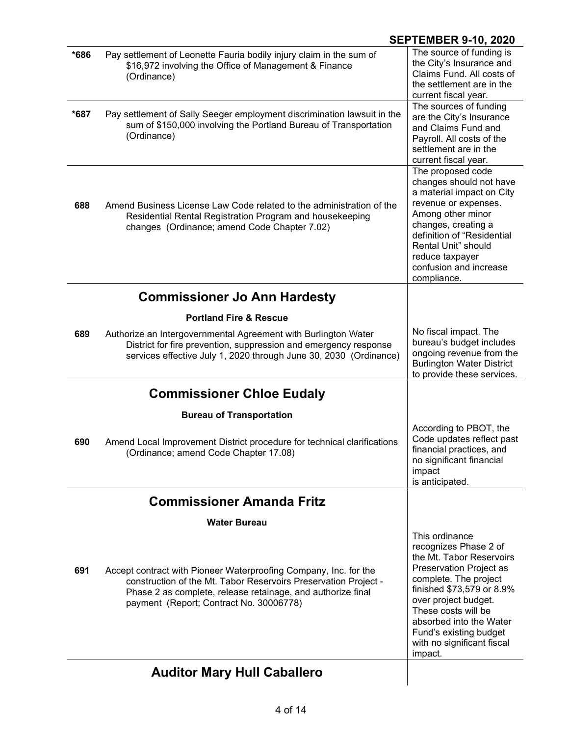**SEPTEMBER 9-10, 2020**

| | | |
|---|---|---|
| *686 | Pay settlement of Leonette Fauria bodily injury claim in the sum of $16,972 involving the Office of Management & Finance (Ordinance) | The source of funding is the City's Insurance and Claims Fund. All costs of the settlement are in the current fiscal year. |
| *687 | Pay settlement of Sally Seeger employment discrimination lawsuit in the sum of $150,000 involving the Portland Bureau of Transportation (Ordinance) | The sources of funding are the City's Insurance and Claims Fund and Payroll. All costs of the settlement are in the current fiscal year. |
| 688 | Amend Business License Law Code related to the administration of the Residential Rental Registration Program and housekeeping changes (Ordinance; amend Code Chapter 7.02) | The proposed code changes should not have a material impact on City revenue or expenses. Among other minor changes, creating a definition of "Residential Rental Unit" should reduce taxpayer confusion and increase compliance. |

## Commissioner Jo Ann Hardesty

**Portland Fire & Rescue**

| | | |
|---|---|---|
| 689 | Authorize an Intergovernmental Agreement with Burlington Water District for fire prevention, suppression and emergency response services effective July 1, 2020 through June 30, 2030 (Ordinance) | No fiscal impact. The bureau's budget includes ongoing revenue from the Burlington Water District to provide these services. |

## Commissioner Chloe Eudaly

**Bureau of Transportation**

| | | |
|---|---|---|
| 690 | Amend Local Improvement District procedure for technical clarifications (Ordinance; amend Code Chapter 17.08) | According to PBOT, the Code updates reflect past financial practices, and no significant financial impact is anticipated. |

## Commissioner Amanda Fritz

**Water Bureau**

| | | |
|---|---|---|
| 691 | Accept contract with Pioneer Waterproofing Company, Inc. for the construction of the Mt. Tabor Reservoirs Preservation Project - Phase 2 as complete, release retainage, and authorize final payment (Report; Contract No. 30006778) | This ordinance recognizes Phase 2 of the Mt. Tabor Reservoirs Preservation Project as complete. The project finished $73,579 or 8.9% over project budget. These costs will be absorbed into the Water Fund's existing budget with no significant fiscal impact. |

## Auditor Mary Hull Caballero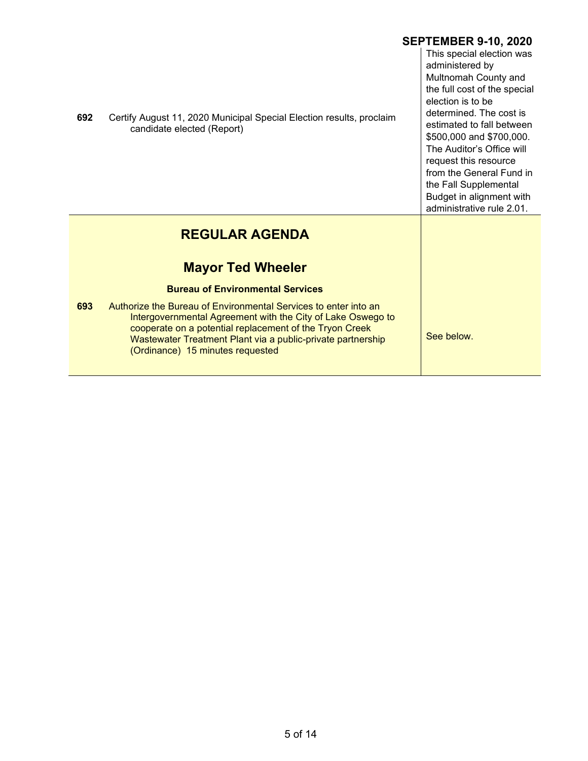**SEPTEMBER 9-10, 2020**

| | |
|---|---|
| **692** Certify August 11, 2020 Municipal Special Election results, proclaim candidate elected (Report) | This special election was administered by Multnomah County and the full cost of the special election is to be determined. The cost is estimated to fall between $500,000 and $700,000. The Auditor's Office will request this resource from the General Fund in the Fall Supplemental Budget in alignment with administrative rule 2.01. |

## REGULAR AGENDA

## Mayor Ted Wheeler

**Bureau of Environmental Services**

| | |
|---|---|
| **693** Authorize the Bureau of Environmental Services to enter into an Intergovernmental Agreement with the City of Lake Oswego to cooperate on a potential replacement of the Tryon Creek Wastewater Treatment Plant via a public-private partnership (Ordinance) 15 minutes requested | See below. |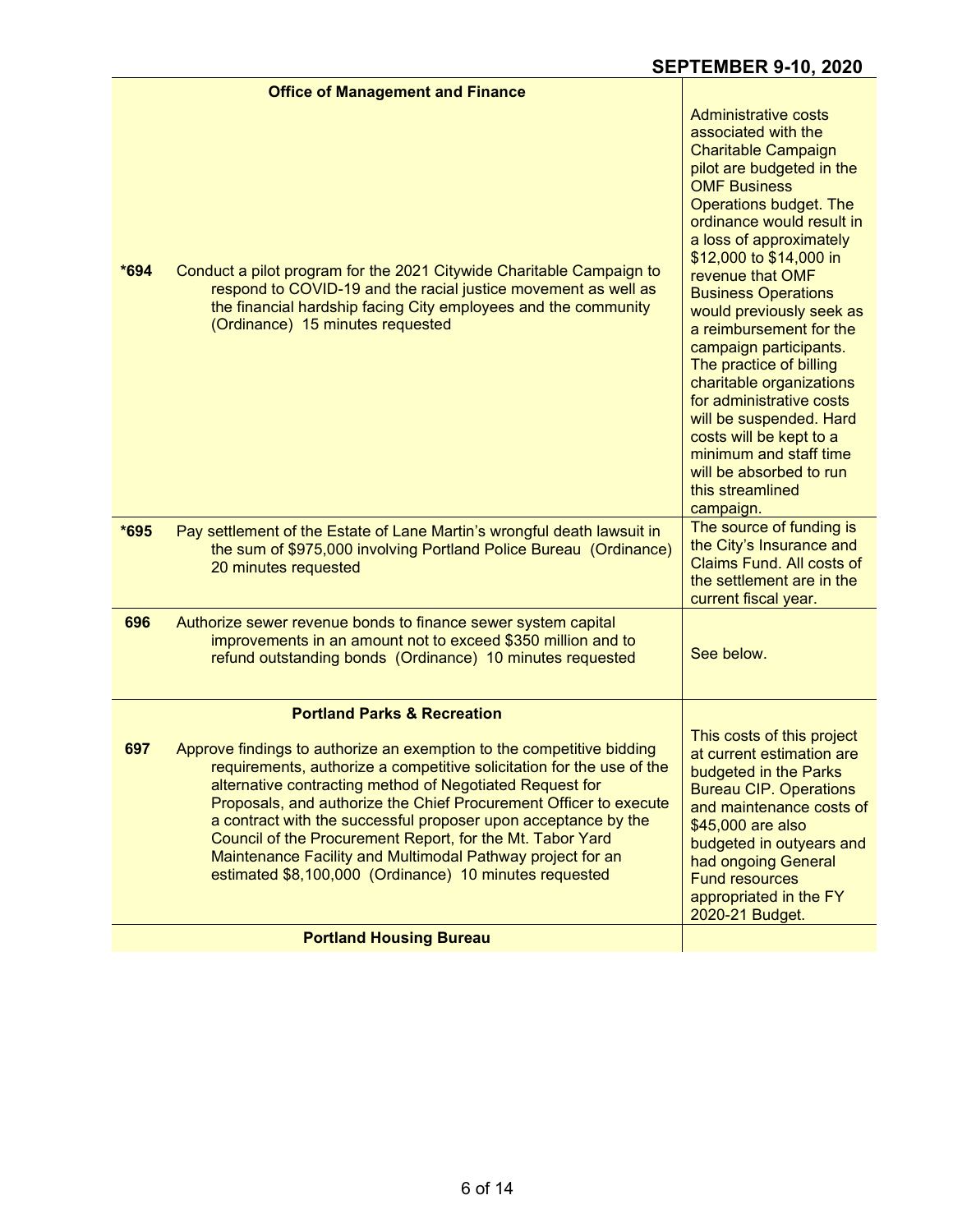| | | |
|---|---|---|
| | **Office of Management and Finance** | |
| *694 | Conduct a pilot program for the 2021 Citywide Charitable Campaign to respond to COVID-19 and the racial justice movement as well as the financial hardship facing City employees and the community (Ordinance) 15 minutes requested | Administrative costs associated with the Charitable Campaign pilot are budgeted in the OMF Business Operations budget. The ordinance would result in a loss of approximately $12,000 to $14,000 in revenue that OMF Business Operations would previously seek as a reimbursement for the campaign participants. The practice of billing charitable organizations for administrative costs will be suspended. Hard costs will be kept to a minimum and staff time will be absorbed to run this streamlined campaign. |
| *695 | Pay settlement of the Estate of Lane Martin's wrongful death lawsuit in the sum of $975,000 involving Portland Police Bureau (Ordinance) 20 minutes requested | The source of funding is the City's Insurance and Claims Fund. All costs of the settlement are in the current fiscal year. |
| 696 | Authorize sewer revenue bonds to finance sewer system capital improvements in an amount not to exceed $350 million and to refund outstanding bonds (Ordinance) 10 minutes requested | See below. |
| | **Portland Parks & Recreation** | |
| 697 | Approve findings to authorize an exemption to the competitive bidding requirements, authorize a competitive solicitation for the use of the alternative contracting method of Negotiated Request for Proposals, and authorize the Chief Procurement Officer to execute a contract with the successful proposer upon acceptance by the Council of the Procurement Report, for the Mt. Tabor Yard Maintenance Facility and Multimodal Pathway project for an estimated $8,100,000 (Ordinance) 10 minutes requested | This costs of this project at current estimation are budgeted in the Parks Bureau CIP. Operations and maintenance costs of $45,000 are also budgeted in outyears and had ongoing General Fund resources appropriated in the FY 2020-21 Budget. |
| | **Portland Housing Bureau** | |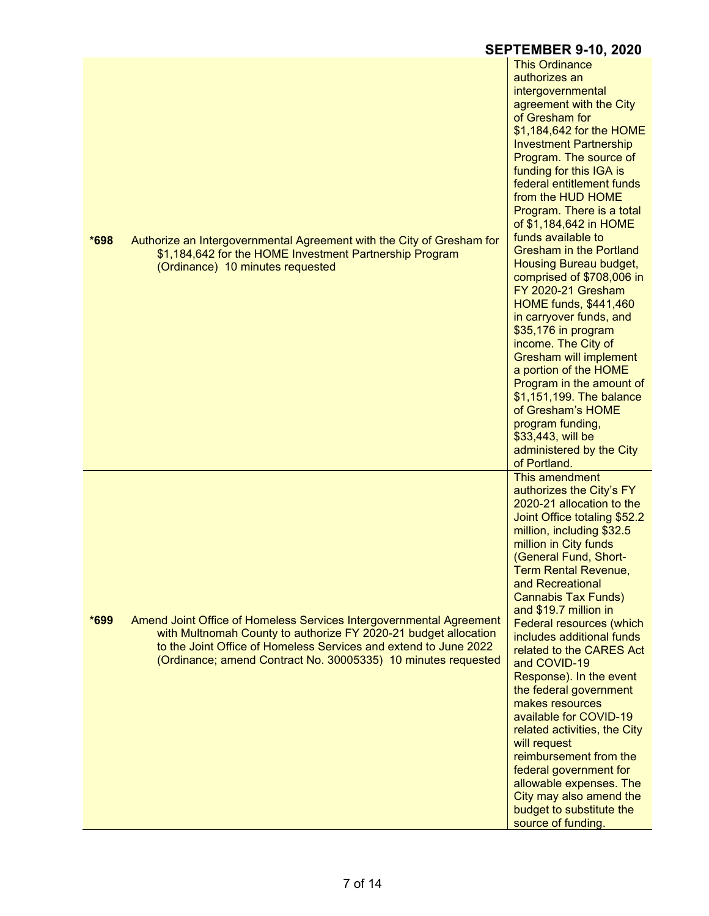| | | |
|---|---|---|
| *698 | Authorize an Intergovernmental Agreement with the City of Gresham for $1,184,642 for the HOME Investment Partnership Program (Ordinance) 10 minutes requested | This Ordinance authorizes an intergovernmental agreement with the City of Gresham for $1,184,642 for the HOME Investment Partnership Program. The source of funding for this IGA is federal entitlement funds from the HUD HOME Program. There is a total of $1,184,642 in HOME funds available to Gresham in the Portland Housing Bureau budget, comprised of $708,006 in FY 2020-21 Gresham HOME funds, $441,460 in carryover funds, and $35,176 in program income. The City of Gresham will implement a portion of the HOME Program in the amount of $1,151,199. The balance of Gresham's HOME program funding, $33,443, will be administered by the City of Portland. |
| *699 | Amend Joint Office of Homeless Services Intergovernmental Agreement with Multnomah County to authorize FY 2020-21 budget allocation to the Joint Office of Homeless Services and extend to June 2022 (Ordinance; amend Contract No. 30005335) 10 minutes requested | This amendment authorizes the City's FY 2020-21 allocation to the Joint Office totaling $52.2 million, including $32.5 million in City funds (General Fund, Short-Term Rental Revenue, and Recreational Cannabis Tax Funds) and $19.7 million in Federal resources (which includes additional funds related to the CARES Act and COVID-19 Response). In the event the federal government makes resources available for COVID-19 related activities, the City will request reimbursement from the federal government for allowable expenses. The City may also amend the budget to substitute the source of funding. |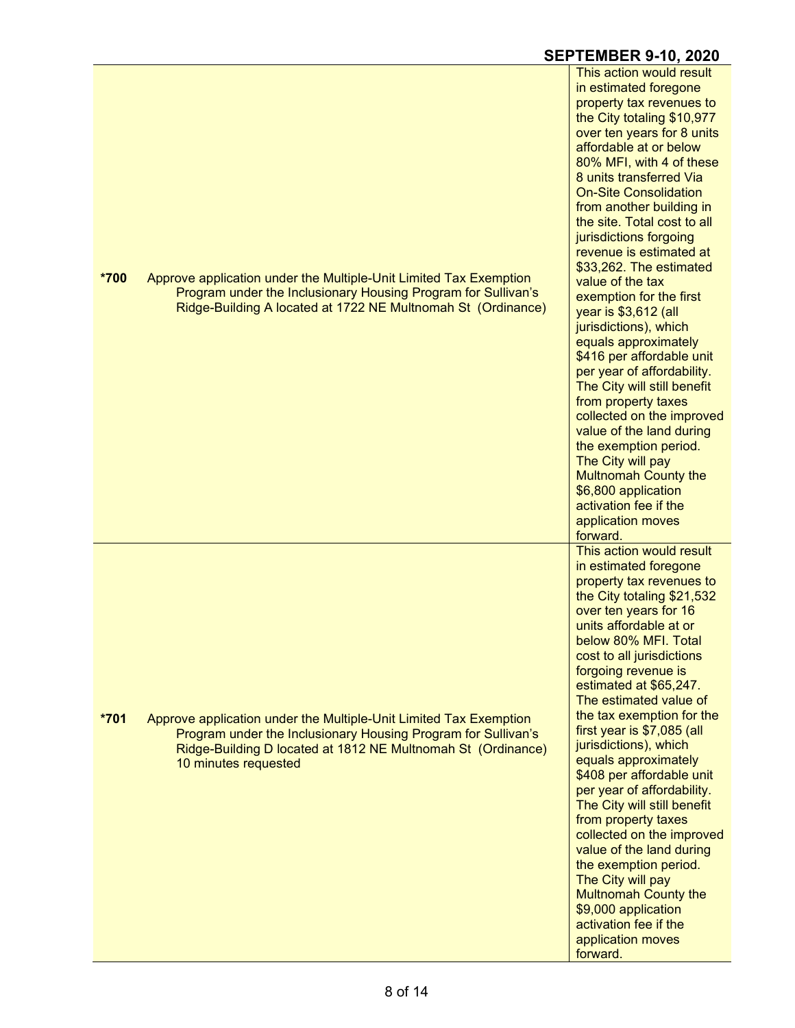| | | |
|---|---|---|
| *700 | Approve application under the Multiple-Unit Limited Tax Exemption Program under the Inclusionary Housing Program for Sullivan's Ridge-Building A located at 1722 NE Multnomah St (Ordinance) | This action would result in estimated foregone property tax revenues to the City totaling $10,977 over ten years for 8 units affordable at or below 80% MFI, with 4 of these 8 units transferred Via On-Site Consolidation from another building in the site. Total cost to all jurisdictions forgoing revenue is estimated at $33,262. The estimated value of the tax exemption for the first year is $3,612 (all jurisdictions), which equals approximately $416 per affordable unit per year of affordability. The City will still benefit from property taxes collected on the improved value of the land during the exemption period. The City will pay Multnomah County the $6,800 application activation fee if the application moves forward. |
| *701 | Approve application under the Multiple-Unit Limited Tax Exemption Program under the Inclusionary Housing Program for Sullivan's Ridge-Building D located at 1812 NE Multnomah St (Ordinance) 10 minutes requested | This action would result in estimated foregone property tax revenues to the City totaling $21,532 over ten years for 16 units affordable at or below 80% MFI. Total cost to all jurisdictions forgoing revenue is estimated at $65,247. The estimated value of the tax exemption for the first year is $7,085 (all jurisdictions), which equals approximately $408 per affordable unit per year of affordability. The City will still benefit from property taxes collected on the improved value of the land during the exemption period. The City will pay Multnomah County the $9,000 application activation fee if the application moves forward. |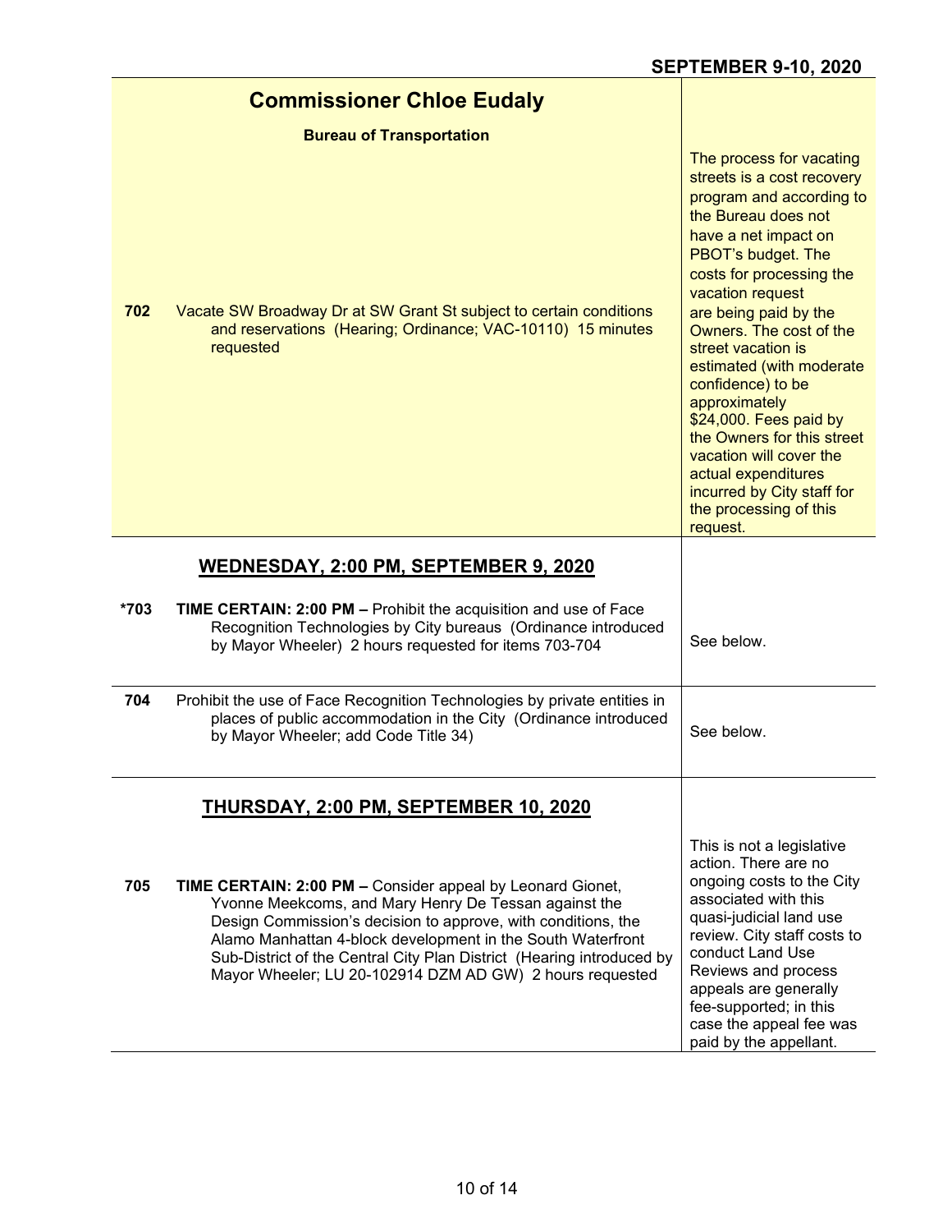## SEPTEMBER 9-10, 2020

## Commissioner Chloe Eudaly

### Bureau of Transportation

| | | |
|---|---|---|
| 702 | Vacate SW Broadway Dr at SW Grant St subject to certain conditions and reservations (Hearing; Ordinance; VAC-10110) 15 minutes requested | The process for vacating streets is a cost recovery program and according to the Bureau does not have a net impact on PBOT's budget. The costs for processing the vacation request are being paid by the Owners. The cost of the street vacation is estimated (with moderate confidence) to be approximately $24,000. Fees paid by the Owners for this street vacation will cover the actual expenditures incurred by City staff for the processing of this request. |

## WEDNESDAY, 2:00 PM, SEPTEMBER 9, 2020

| | | |
|---|---|---|
| *703 | **TIME CERTAIN: 2:00 PM –** Prohibit the acquisition and use of Face Recognition Technologies by City bureaus (Ordinance introduced by Mayor Wheeler) 2 hours requested for items 703-704 | See below. |
| 704 | Prohibit the use of Face Recognition Technologies by private entities in places of public accommodation in the City (Ordinance introduced by Mayor Wheeler; add Code Title 34) | See below. |

## THURSDAY, 2:00 PM, SEPTEMBER 10, 2020

| | | |
|---|---|---|
| 705 | **TIME CERTAIN: 2:00 PM –** Consider appeal by Leonard Gionet, Yvonne Meekcoms, and Mary Henry De Tessan against the Design Commission's decision to approve, with conditions, the Alamo Manhattan 4-block development in the South Waterfront Sub-District of the Central City Plan District (Hearing introduced by Mayor Wheeler; LU 20-102914 DZM AD GW) 2 hours requested | This is not a legislative action. There are no ongoing costs to the City associated with this quasi-judicial land use review. City staff costs to conduct Land Use Reviews and process appeals are generally fee-supported; in this case the appeal fee was paid by the appellant. |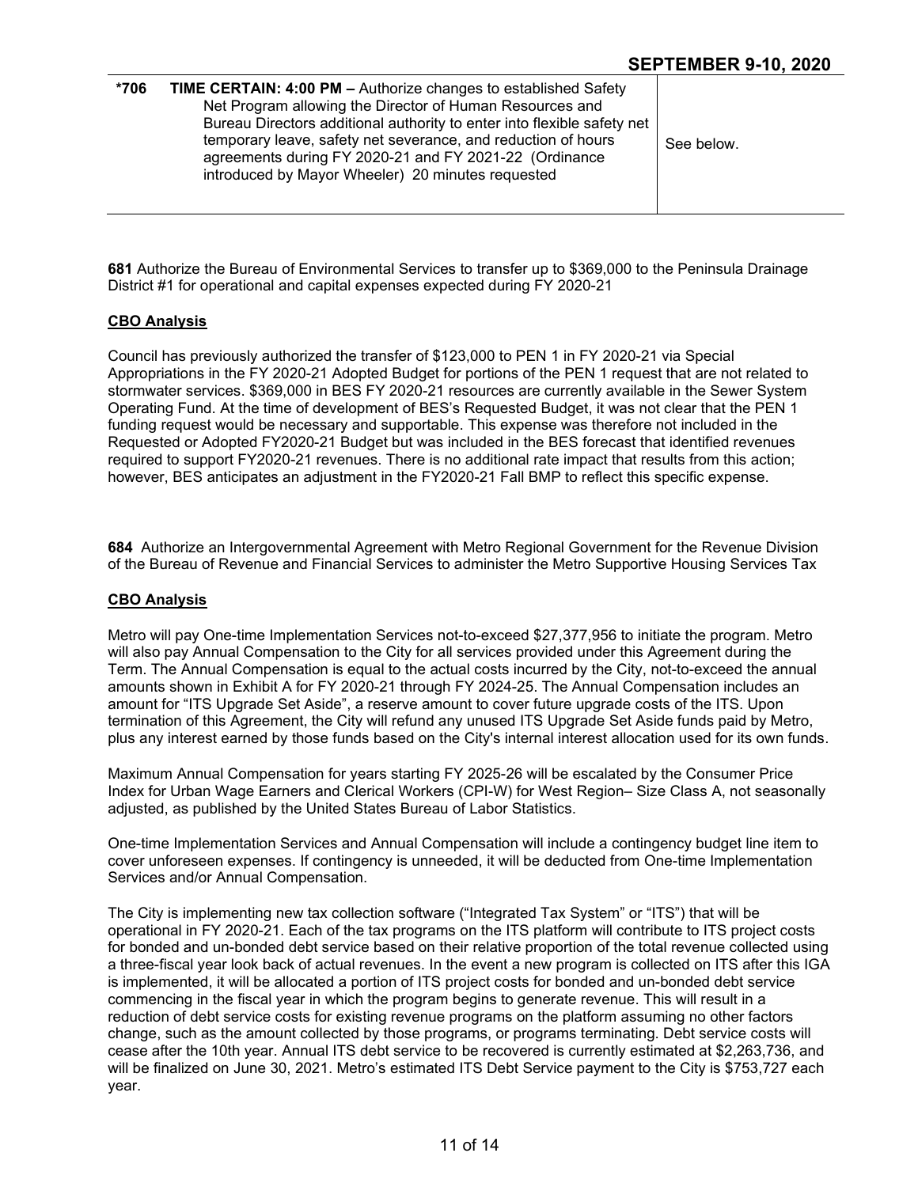| *706 | **TIME CERTAIN: 4:00 PM –** Authorize changes to established Safety Net Program allowing the Director of Human Resources and Bureau Directors additional authority to enter into flexible safety net temporary leave, safety net severance, and reduction of hours agreements during FY 2020-21 and FY 2021-22 (Ordinance introduced by Mayor Wheeler) 20 minutes requested | See below. |
|---|---|---|

**681** Authorize the Bureau of Environmental Services to transfer up to $369,000 to the Peninsula Drainage District #1 for operational and capital expenses expected during FY 2020-21

**CBO Analysis**

Council has previously authorized the transfer of $123,000 to PEN 1 in FY 2020-21 via Special Appropriations in the FY 2020-21 Adopted Budget for portions of the PEN 1 request that are not related to stormwater services. $369,000 in BES FY 2020-21 resources are currently available in the Sewer System Operating Fund. At the time of development of BES's Requested Budget, it was not clear that the PEN 1 funding request would be necessary and supportable. This expense was therefore not included in the Requested or Adopted FY2020-21 Budget but was included in the BES forecast that identified revenues required to support FY2020-21 revenues. There is no additional rate impact that results from this action; however, BES anticipates an adjustment in the FY2020-21 Fall BMP to reflect this specific expense.

**684** Authorize an Intergovernmental Agreement with Metro Regional Government for the Revenue Division of the Bureau of Revenue and Financial Services to administer the Metro Supportive Housing Services Tax

**CBO Analysis**

Metro will pay One-time Implementation Services not-to-exceed $27,377,956 to initiate the program. Metro will also pay Annual Compensation to the City for all services provided under this Agreement during the Term. The Annual Compensation is equal to the actual costs incurred by the City, not-to-exceed the annual amounts shown in Exhibit A for FY 2020-21 through FY 2024-25. The Annual Compensation includes an amount for "ITS Upgrade Set Aside", a reserve amount to cover future upgrade costs of the ITS. Upon termination of this Agreement, the City will refund any unused ITS Upgrade Set Aside funds paid by Metro, plus any interest earned by those funds based on the City's internal interest allocation used for its own funds.

Maximum Annual Compensation for years starting FY 2025-26 will be escalated by the Consumer Price Index for Urban Wage Earners and Clerical Workers (CPI-W) for West Region– Size Class A, not seasonally adjusted, as published by the United States Bureau of Labor Statistics.

One-time Implementation Services and Annual Compensation will include a contingency budget line item to cover unforeseen expenses. If contingency is unneeded, it will be deducted from One-time Implementation Services and/or Annual Compensation.

The City is implementing new tax collection software ("Integrated Tax System" or "ITS") that will be operational in FY 2020-21. Each of the tax programs on the ITS platform will contribute to ITS project costs for bonded and un-bonded debt service based on their relative proportion of the total revenue collected using a three-fiscal year look back of actual revenues. In the event a new program is collected on ITS after this IGA is implemented, it will be allocated a portion of ITS project costs for bonded and un-bonded debt service commencing in the fiscal year in which the program begins to generate revenue. This will result in a reduction of debt service costs for existing revenue programs on the platform assuming no other factors change, such as the amount collected by those programs, or programs terminating. Debt service costs will cease after the 10th year. Annual ITS debt service to be recovered is currently estimated at $2,263,736, and will be finalized on June 30, 2021. Metro's estimated ITS Debt Service payment to the City is $753,727 each year.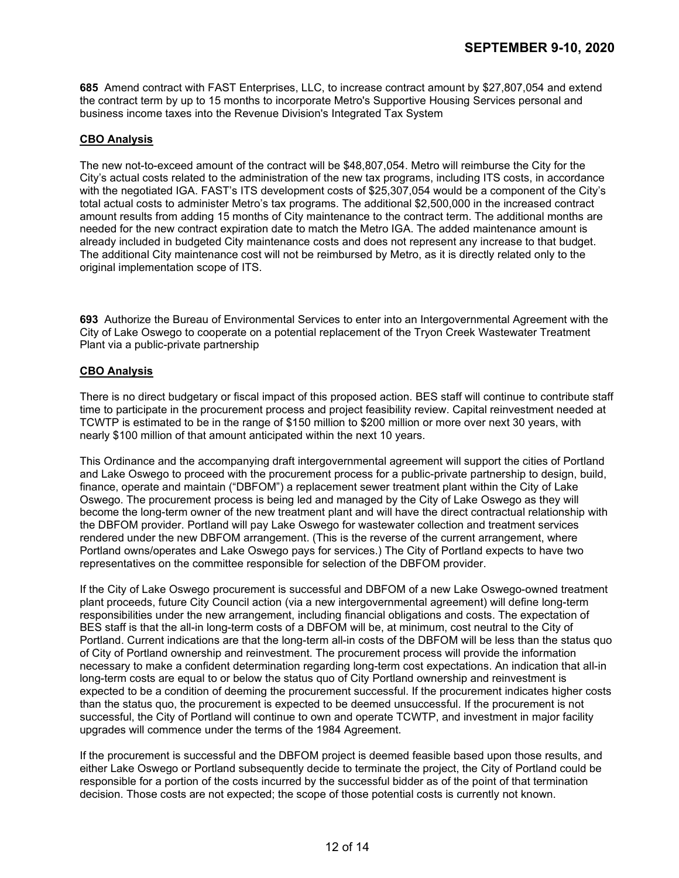**685** Amend contract with FAST Enterprises, LLC, to increase contract amount by $27,807,054 and extend the contract term by up to 15 months to incorporate Metro's Supportive Housing Services personal and business income taxes into the Revenue Division's Integrated Tax System

**CBO Analysis**

The new not-to-exceed amount of the contract will be $48,807,054. Metro will reimburse the City for the City's actual costs related to the administration of the new tax programs, including ITS costs, in accordance with the negotiated IGA. FAST's ITS development costs of $25,307,054 would be a component of the City's total actual costs to administer Metro's tax programs. The additional $2,500,000 in the increased contract amount results from adding 15 months of City maintenance to the contract term. The additional months are needed for the new contract expiration date to match the Metro IGA. The added maintenance amount is already included in budgeted City maintenance costs and does not represent any increase to that budget. The additional City maintenance cost will not be reimbursed by Metro, as it is directly related only to the original implementation scope of ITS.

**693** Authorize the Bureau of Environmental Services to enter into an Intergovernmental Agreement with the City of Lake Oswego to cooperate on a potential replacement of the Tryon Creek Wastewater Treatment Plant via a public-private partnership

**CBO Analysis**

There is no direct budgetary or fiscal impact of this proposed action. BES staff will continue to contribute staff time to participate in the procurement process and project feasibility review. Capital reinvestment needed at TCWTP is estimated to be in the range of $150 million to $200 million or more over next 30 years, with nearly $100 million of that amount anticipated within the next 10 years.

This Ordinance and the accompanying draft intergovernmental agreement will support the cities of Portland and Lake Oswego to proceed with the procurement process for a public-private partnership to design, build, finance, operate and maintain ("DBFOM") a replacement sewer treatment plant within the City of Lake Oswego. The procurement process is being led and managed by the City of Lake Oswego as they will become the long-term owner of the new treatment plant and will have the direct contractual relationship with the DBFOM provider. Portland will pay Lake Oswego for wastewater collection and treatment services rendered under the new DBFOM arrangement. (This is the reverse of the current arrangement, where Portland owns/operates and Lake Oswego pays for services.) The City of Portland expects to have two representatives on the committee responsible for selection of the DBFOM provider.

If the City of Lake Oswego procurement is successful and DBFOM of a new Lake Oswego-owned treatment plant proceeds, future City Council action (via a new intergovernmental agreement) will define long-term responsibilities under the new arrangement, including financial obligations and costs. The expectation of BES staff is that the all-in long-term costs of a DBFOM will be, at minimum, cost neutral to the City of Portland. Current indications are that the long-term all-in costs of the DBFOM will be less than the status quo of City of Portland ownership and reinvestment. The procurement process will provide the information necessary to make a confident determination regarding long-term cost expectations. An indication that all-in long-term costs are equal to or below the status quo of City Portland ownership and reinvestment is expected to be a condition of deeming the procurement successful. If the procurement indicates higher costs than the status quo, the procurement is expected to be deemed unsuccessful. If the procurement is not successful, the City of Portland will continue to own and operate TCWTP, and investment in major facility upgrades will commence under the terms of the 1984 Agreement.

If the procurement is successful and the DBFOM project is deemed feasible based upon those results, and either Lake Oswego or Portland subsequently decide to terminate the project, the City of Portland could be responsible for a portion of the costs incurred by the successful bidder as of the point of that termination decision. Those costs are not expected; the scope of those potential costs is currently not known.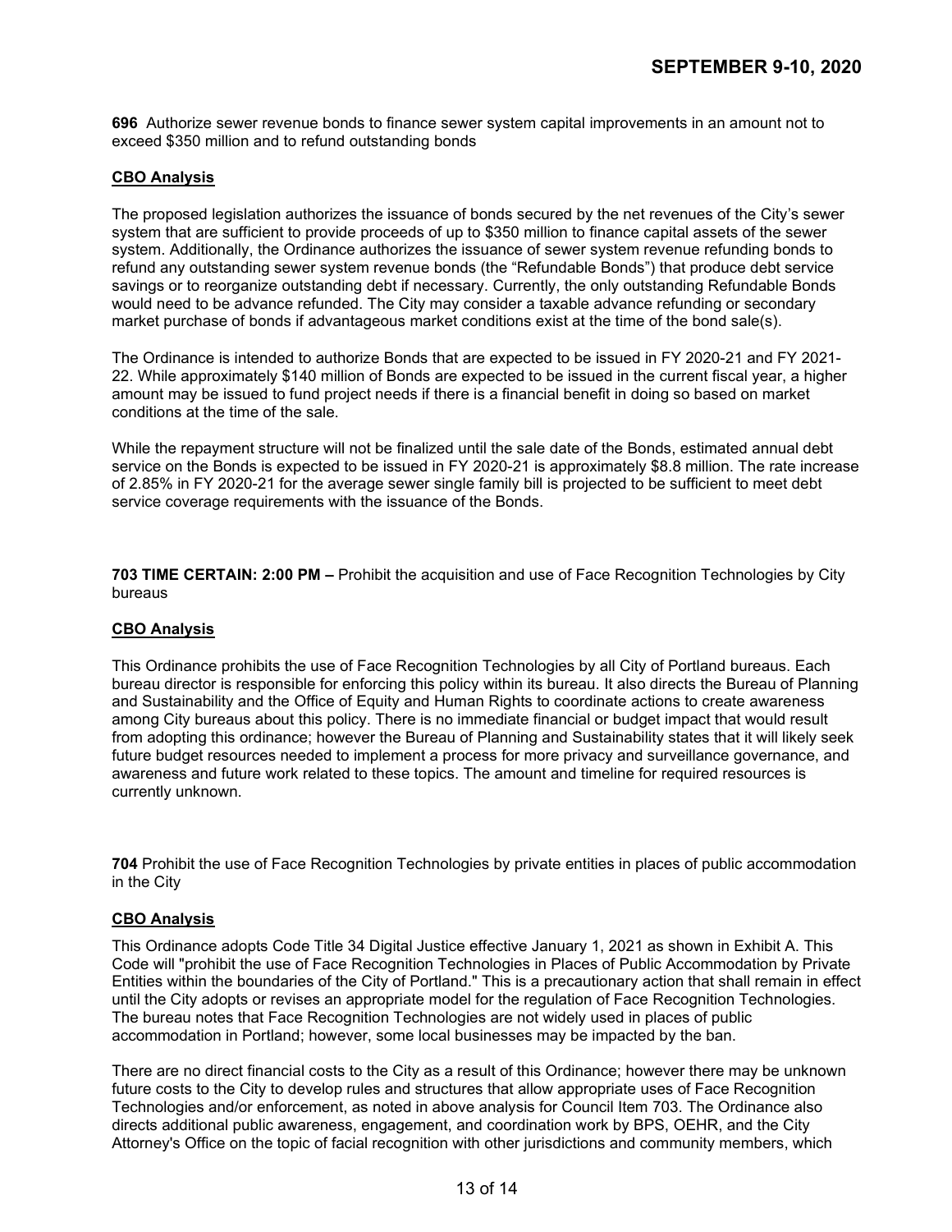**696** Authorize sewer revenue bonds to finance sewer system capital improvements in an amount not to exceed $350 million and to refund outstanding bonds

**CBO Analysis**

The proposed legislation authorizes the issuance of bonds secured by the net revenues of the City's sewer system that are sufficient to provide proceeds of up to $350 million to finance capital assets of the sewer system. Additionally, the Ordinance authorizes the issuance of sewer system revenue refunding bonds to refund any outstanding sewer system revenue bonds (the "Refundable Bonds") that produce debt service savings or to reorganize outstanding debt if necessary. Currently, the only outstanding Refundable Bonds would need to be advance refunded. The City may consider a taxable advance refunding or secondary market purchase of bonds if advantageous market conditions exist at the time of the bond sale(s).

The Ordinance is intended to authorize Bonds that are expected to be issued in FY 2020-21 and FY 2021-22. While approximately $140 million of Bonds are expected to be issued in the current fiscal year, a higher amount may be issued to fund project needs if there is a financial benefit in doing so based on market conditions at the time of the sale.

While the repayment structure will not be finalized until the sale date of the Bonds, estimated annual debt service on the Bonds is expected to be issued in FY 2020-21 is approximately $8.8 million. The rate increase of 2.85% in FY 2020-21 for the average sewer single family bill is projected to be sufficient to meet debt service coverage requirements with the issuance of the Bonds.

**703 TIME CERTAIN: 2:00 PM –** Prohibit the acquisition and use of Face Recognition Technologies by City bureaus

**CBO Analysis**

This Ordinance prohibits the use of Face Recognition Technologies by all City of Portland bureaus. Each bureau director is responsible for enforcing this policy within its bureau. It also directs the Bureau of Planning and Sustainability and the Office of Equity and Human Rights to coordinate actions to create awareness among City bureaus about this policy. There is no immediate financial or budget impact that would result from adopting this ordinance; however the Bureau of Planning and Sustainability states that it will likely seek future budget resources needed to implement a process for more privacy and surveillance governance, and awareness and future work related to these topics. The amount and timeline for required resources is currently unknown.

**704** Prohibit the use of Face Recognition Technologies by private entities in places of public accommodation in the City

**CBO Analysis**

This Ordinance adopts Code Title 34 Digital Justice effective January 1, 2021 as shown in Exhibit A. This Code will "prohibit the use of Face Recognition Technologies in Places of Public Accommodation by Private Entities within the boundaries of the City of Portland." This is a precautionary action that shall remain in effect until the City adopts or revises an appropriate model for the regulation of Face Recognition Technologies. The bureau notes that Face Recognition Technologies are not widely used in places of public accommodation in Portland; however, some local businesses may be impacted by the ban.

There are no direct financial costs to the City as a result of this Ordinance; however there may be unknown future costs to the City to develop rules and structures that allow appropriate uses of Face Recognition Technologies and/or enforcement, as noted in above analysis for Council Item 703. The Ordinance also directs additional public awareness, engagement, and coordination work by BPS, OEHR, and the City Attorney's Office on the topic of facial recognition with other jurisdictions and community members, which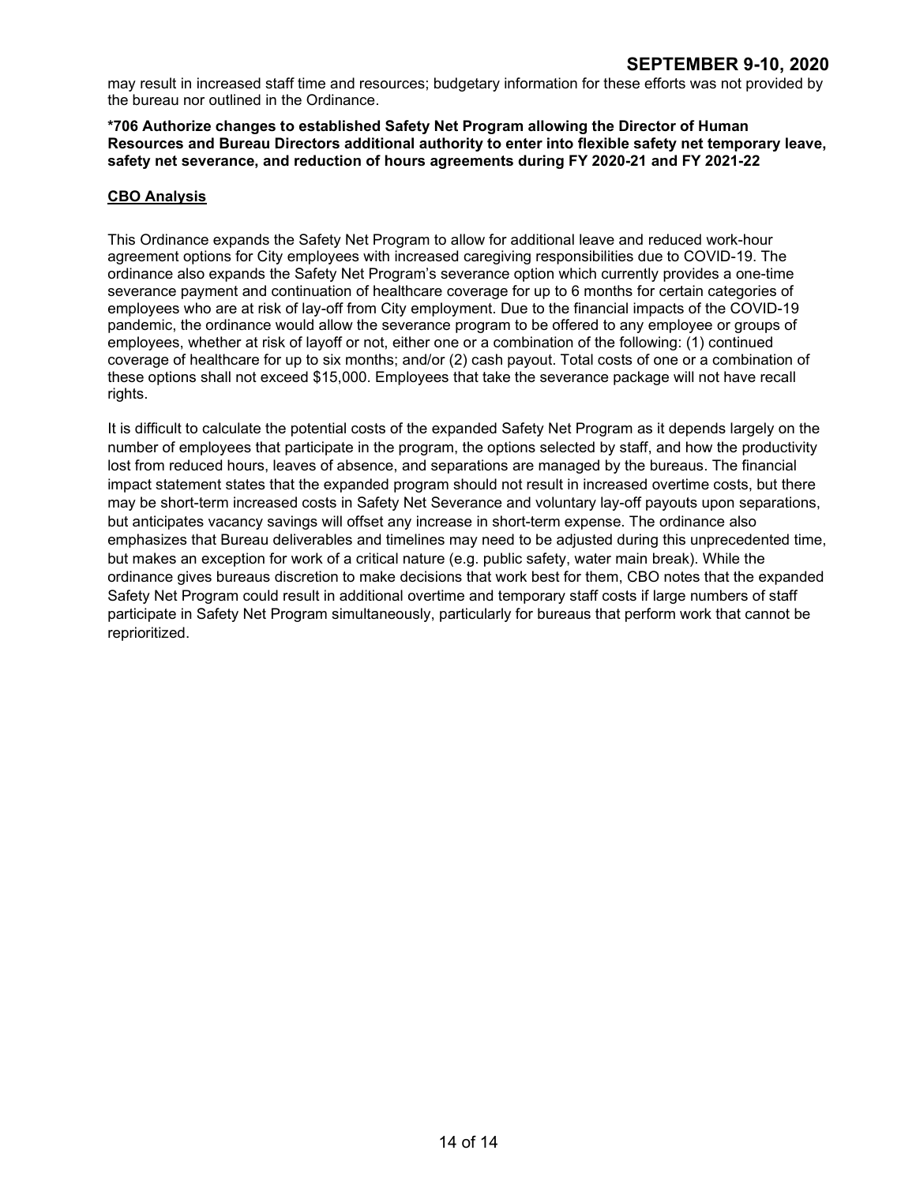may result in increased staff time and resources; budgetary information for these efforts was not provided by the bureau nor outlined in the Ordinance.

**\*706 Authorize changes to established Safety Net Program allowing the Director of Human Resources and Bureau Directors additional authority to enter into flexible safety net temporary leave, safety net severance, and reduction of hours agreements during FY 2020-21 and FY 2021-22**

**CBO Analysis**

This Ordinance expands the Safety Net Program to allow for additional leave and reduced work-hour agreement options for City employees with increased caregiving responsibilities due to COVID-19. The ordinance also expands the Safety Net Program's severance option which currently provides a one-time severance payment and continuation of healthcare coverage for up to 6 months for certain categories of employees who are at risk of lay-off from City employment. Due to the financial impacts of the COVID-19 pandemic, the ordinance would allow the severance program to be offered to any employee or groups of employees, whether at risk of layoff or not, either one or a combination of the following: (1) continued coverage of healthcare for up to six months; and/or (2) cash payout. Total costs of one or a combination of these options shall not exceed $15,000. Employees that take the severance package will not have recall rights.

It is difficult to calculate the potential costs of the expanded Safety Net Program as it depends largely on the number of employees that participate in the program, the options selected by staff, and how the productivity lost from reduced hours, leaves of absence, and separations are managed by the bureaus. The financial impact statement states that the expanded program should not result in increased overtime costs, but there may be short-term increased costs in Safety Net Severance and voluntary lay-off payouts upon separations, but anticipates vacancy savings will offset any increase in short-term expense. The ordinance also emphasizes that Bureau deliverables and timelines may need to be adjusted during this unprecedented time, but makes an exception for work of a critical nature (e.g. public safety, water main break). While the ordinance gives bureaus discretion to make decisions that work best for them, CBO notes that the expanded Safety Net Program could result in additional overtime and temporary staff costs if large numbers of staff participate in Safety Net Program simultaneously, particularly for bureaus that perform work that cannot be reprioritized.